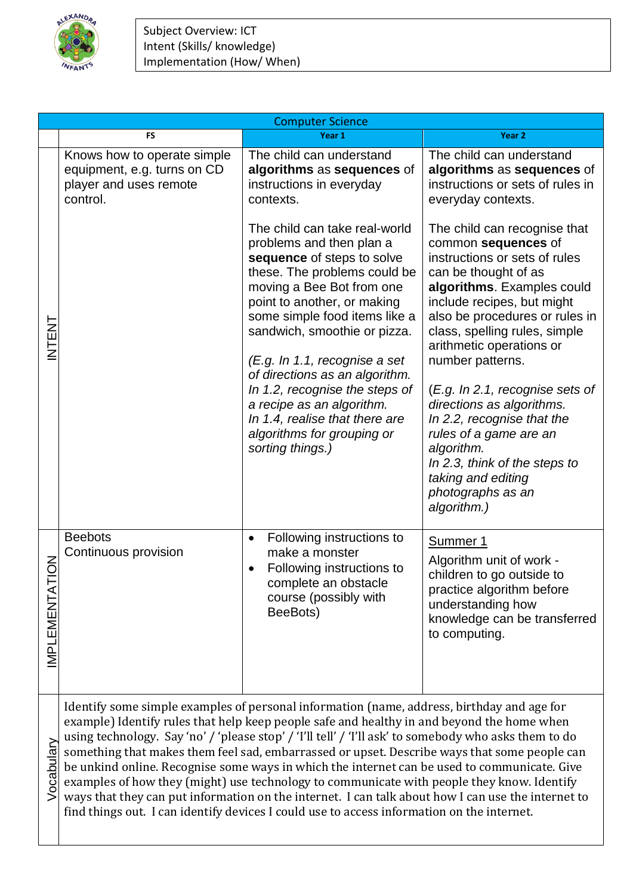Subject Overview: ICT
Intent (Skills/ knowledge)
Implementation (How/ When)

| Computer Science | | | |
|---|---|---|---|
| | **FS** | **Year 1** | **Year 2** |
| INTENT | Knows how to operate simple equipment, e.g. turns on CD player and uses remote control. | The child can understand **algorithms** as **sequences** of instructions in everyday contexts.<br><br>The child can take real-world problems and then plan a **sequence** of steps to solve these. The problems could be moving a Bee Bot from one point to another, or making some simple food items like a sandwich, smoothie or pizza.<br><br>*(E.g. In 1.1, recognise a set of directions as an algorithm. In 1.2, recognise the steps of a recipe as an algorithm. In 1.4, realise that there are algorithms for grouping or sorting things.)* | The child can understand **algorithms** as **sequences** of instructions or sets of rules in everyday contexts.<br><br>The child can recognise that common **sequences** of instructions or sets of rules can be thought of as **algorithms**. Examples could include recipes, but might also be procedures or rules in class, spelling rules, simple arithmetic operations or number patterns.<br><br>(*E.g. In 2.1, recognise sets of directions as algorithms. In 2.2, recognise that the rules of a game are an algorithm. In 2.3, think of the steps to taking and editing photographs as an algorithm.)* |
| IMPLEMENTATION | Beebots<br>Continuous provision | • Following instructions to make a monster<br>• Following instructions to complete an obstacle course (possibly with BeeBots) | <u>Summer 1</u><br>Algorithm unit of work - children to go outside to practice algorithm before understanding how knowledge can be transferred to computing. |
| Vocabulary | Identify some simple examples of personal information (name, address, birthday and age for example) Identify rules that help keep people safe and healthy in and beyond the home when using technology. Say 'no' / 'please stop' / 'I'll tell' / 'I'll ask' to somebody who asks them to do something that makes them feel sad, embarrassed or upset. Describe ways that some people can be unkind online. Recognise some ways in which the internet can be used to communicate. Give examples of how they (might) use technology to communicate with people they know. Identify ways that they can put information on the internet. I can talk about how I can use the internet to find things out. I can identify devices I could use to access information on the internet. | | |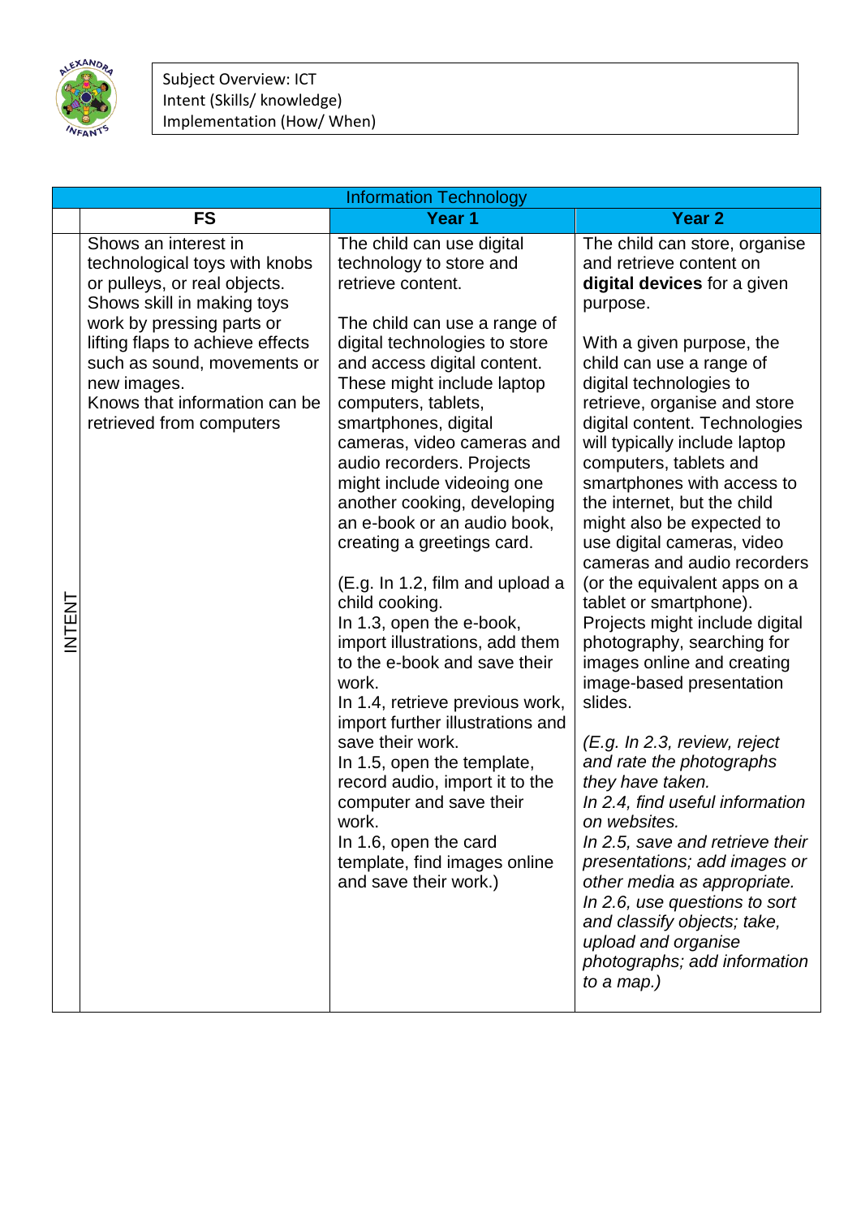Subject Overview: ICT
Intent (Skills/ knowledge)
Implementation (How/ When)

| Information Technology | | | |
|---|---|---|---|
| | **FS** | **Year 1** | **Year 2** |
| INTENT | Shows an interest in technological toys with knobs or pulleys, or real objects. Shows skill in making toys work by pressing parts or lifting flaps to achieve effects such as sound, movements or new images.<br>Knows that information can be retrieved from computers | The child can use digital technology to store and retrieve content.<br><br>The child can use a range of digital technologies to store and access digital content. These might include laptop computers, tablets, smartphones, digital cameras, video cameras and audio recorders. Projects might include videoing one another cooking, developing an e-book or an audio book, creating a greetings card.<br><br>(E.g. In 1.2, film and upload a child cooking.<br>In 1.3, open the e-book, import illustrations, add them to the e-book and save their work.<br>In 1.4, retrieve previous work, import further illustrations and save their work.<br>In 1.5, open the template, record audio, import it to the computer and save their work.<br>In 1.6, open the card template, find images online and save their work.) | The child can store, organise and retrieve content on **digital devices** for a given purpose.<br><br>With a given purpose, the child can use a range of digital technologies to retrieve, organise and store digital content. Technologies will typically include laptop computers, tablets and smartphones with access to the internet, but the child might also be expected to use digital cameras, video cameras and audio recorders (or the equivalent apps on a tablet or smartphone). Projects might include digital photography, searching for images online and creating image-based presentation slides.<br><br>*(E.g. In 2.3, review, reject and rate the photographs they have taken.*<br>*In 2.4, find useful information on websites.*<br>*In 2.5, save and retrieve their presentations; add images or other media as appropriate.*<br>*In 2.6, use questions to sort and classify objects; take, upload and organise photographs; add information to a map.)* |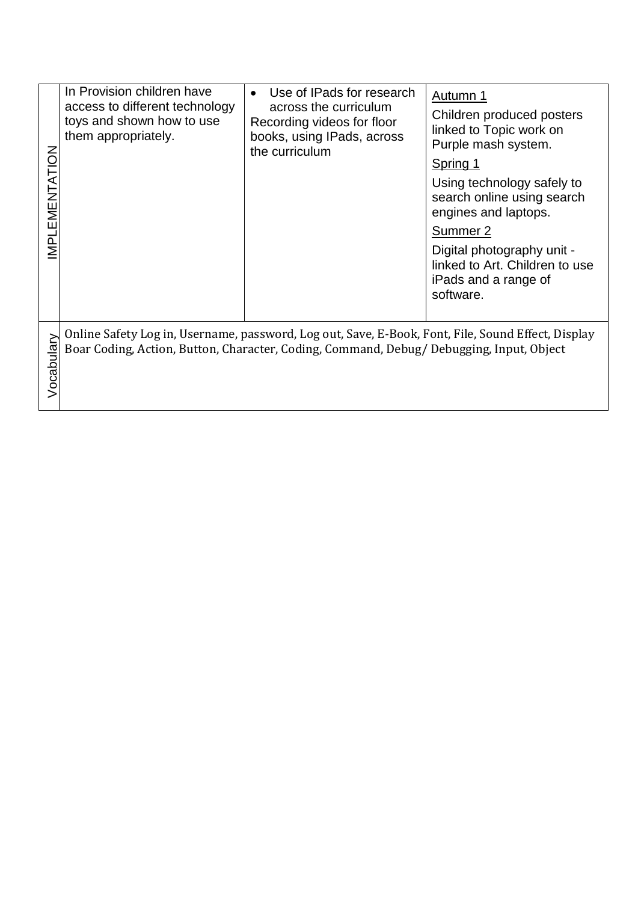| | | | |
|---|---|---|---|
| IMPLEMENTATION | In Provision children have access to different technology toys and shown how to use them appropriately. | • Use of IPads for research across the curriculum<br>Recording videos for floor books, using IPads, across the curriculum | <u>Autumn 1</u><br>Children produced posters linked to Topic work on Purple mash system.<br><u>Spring 1</u><br>Using technology safely to search online using search engines and laptops.<br><u>Summer 2</u><br>Digital photography unit - linked to Art. Children to use iPads and a range of software. |
| Vocabulary | Online Safety Log in, Username, password, Log out, Save, E-Book, Font, File, Sound Effect, Display Boar Coding, Action, Button, Character, Coding, Command, Debug/ Debugging, Input, Object | | |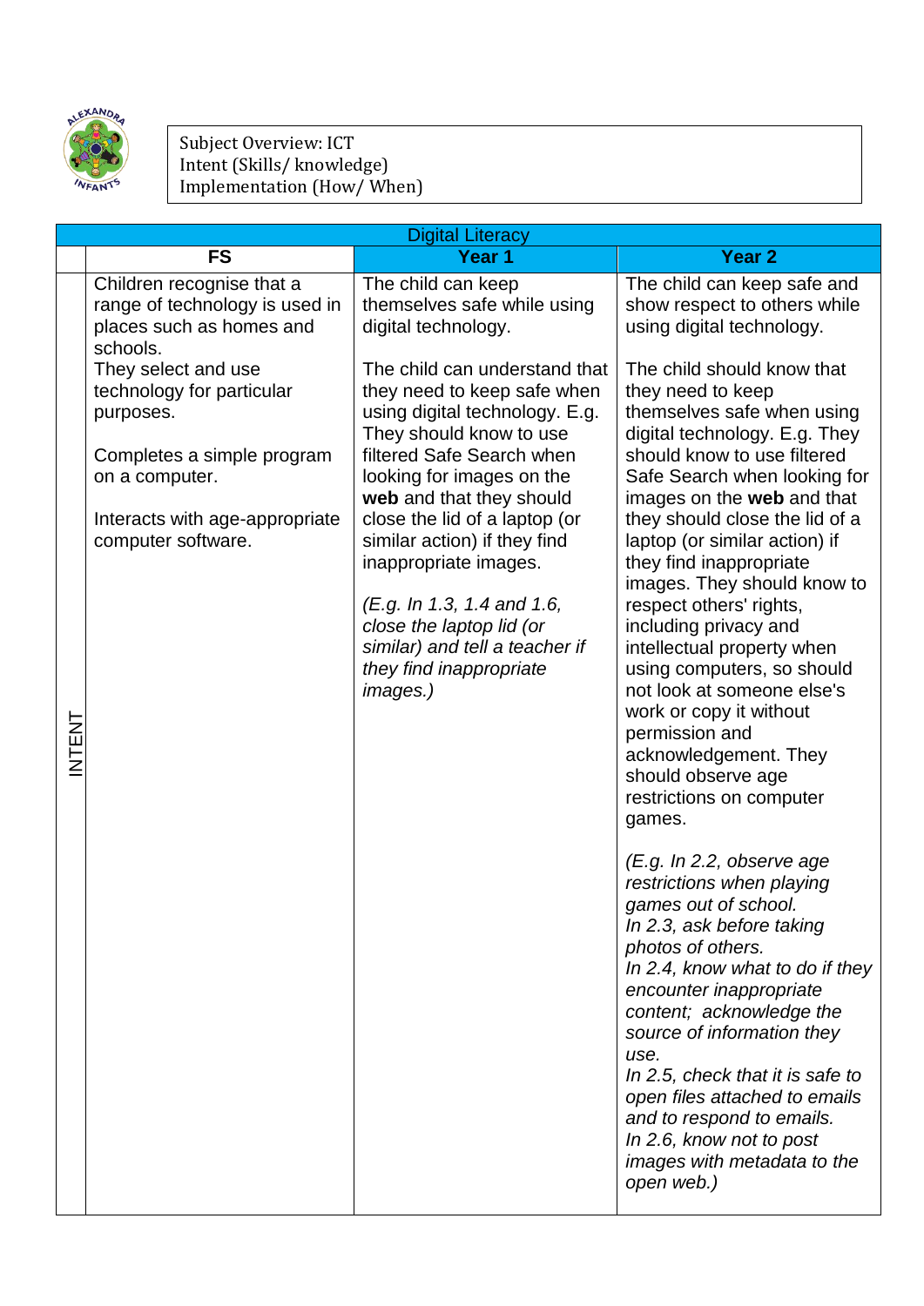Subject Overview: ICT
Intent (Skills/ knowledge)
Implementation (How/ When)

| Digital Literacy | | | |
|---|---|---|---|
| | **FS** | **Year 1** | **Year 2** |
| INTENT | Children recognise that a range of technology is used in places such as homes and schools.<br>They select and use technology for particular purposes.<br><br>Completes a simple program on a computer.<br><br>Interacts with age-appropriate computer software. | The child can keep themselves safe while using digital technology.<br><br>The child can understand that they need to keep safe when using digital technology. E.g. They should know to use filtered Safe Search when looking for images on the **web** and that they should close the lid of a laptop (or similar action) if they find inappropriate images.<br><br>*(E.g. In 1.3, 1.4 and 1.6, close the laptop lid (or similar) and tell a teacher if they find inappropriate images.)* | The child can keep safe and show respect to others while using digital technology.<br><br>The child should know that they need to keep themselves safe when using digital technology. E.g. They should know to use filtered Safe Search when looking for images on the **web** and that they should close the lid of a laptop (or similar action) if they find inappropriate images. They should know to respect others' rights, including privacy and intellectual property when using computers, so should not look at someone else's work or copy it without permission and acknowledgement. They should observe age restrictions on computer games.<br><br>*(E.g. In 2.2, observe age restrictions when playing games out of school.<br>In 2.3, ask before taking photos of others.<br>In 2.4, know what to do if they encounter inappropriate content;  acknowledge the source of information they use.<br>In 2.5, check that it is safe to open files attached to emails and to respond to emails.<br>In 2.6, know not to post images with metadata to the open web.)* |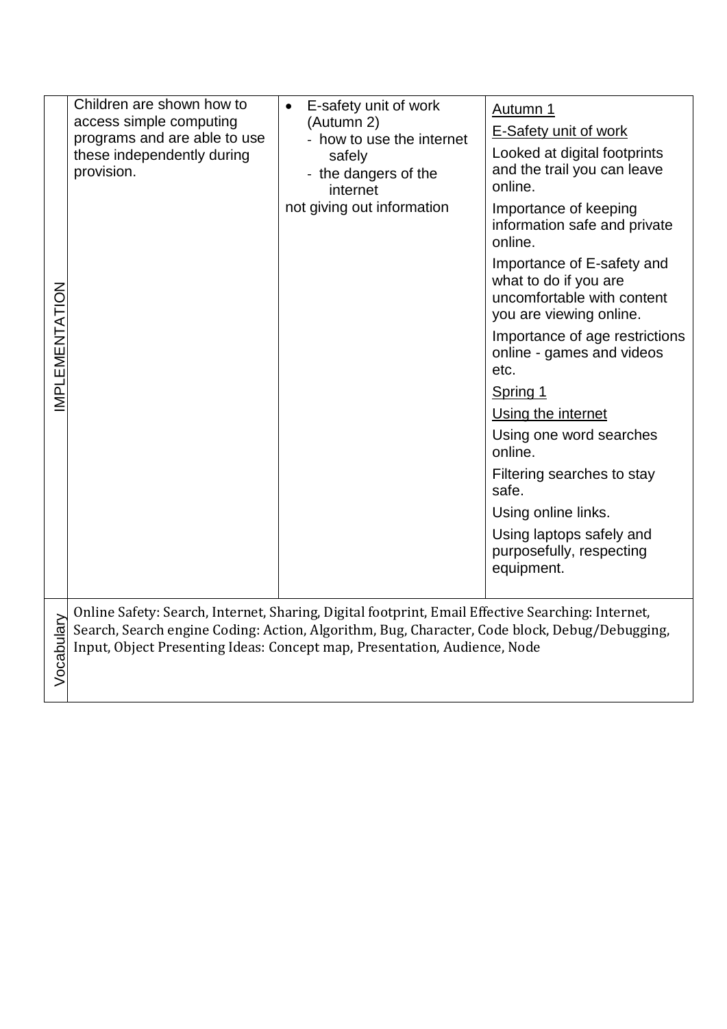| | | | |
|---|---|---|---|
| IMPLEMENTATION | Children are shown how to access simple computing programs and are able to use these independently during provision. | • E-safety unit of work (Autumn 2)<br>- how to use the internet safely<br>- the dangers of the internet<br>not giving out information | Autumn 1<br>E-Safety unit of work<br>Looked at digital footprints and the trail you can leave online.<br>Importance of keeping information safe and private online.<br>Importance of E-safety and what to do if you are uncomfortable with content you are viewing online.<br>Importance of age restrictions online - games and videos etc.<br>Spring 1<br>Using the internet<br>Using one word searches online.<br>Filtering searches to stay safe.<br>Using online links.<br>Using laptops safely and purposefully, respecting equipment. |
| Vocabulary | Online Safety: Search, Internet, Sharing, Digital footprint, Email Effective Searching: Internet, Search, Search engine Coding: Action, Algorithm, Bug, Character, Code block, Debug/Debugging, Input, Object Presenting Ideas: Concept map, Presentation, Audience, Node | | |